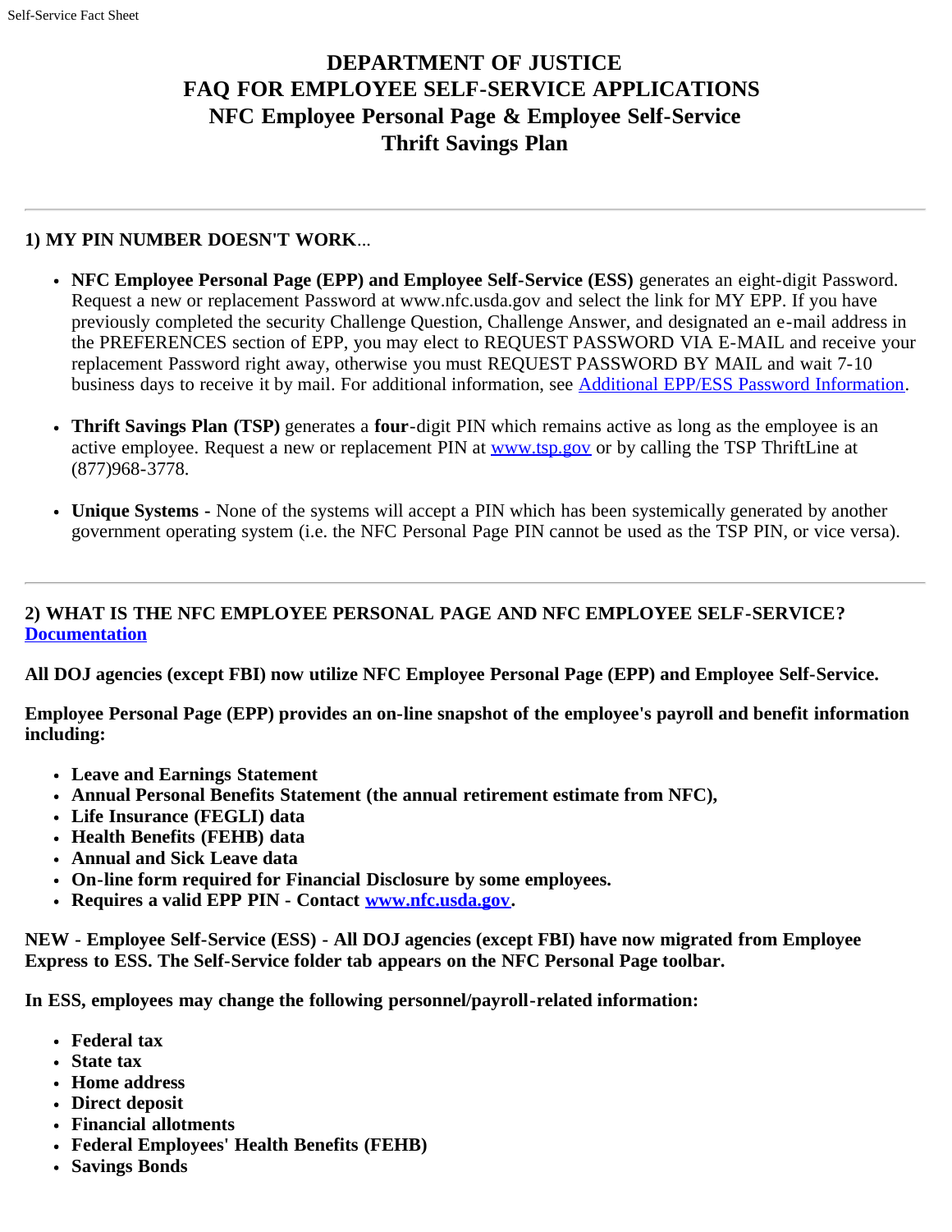# DEPARTMENT OF JUSTICE
# FAQ FOR EMPLOYEE SELF-SERVICE APPLICATIONS
# NFC Employee Personal Page & Employee Self-Service
# Thrift Savings Plan

---

## 1) MY PIN NUMBER DOESN'T WORK...

- **NFC Employee Personal Page (EPP) and Employee Self-Service (ESS)** generates an eight-digit Password. Request a new or replacement Password at www.nfc.usda.gov and select the link for MY EPP. If you have previously completed the security Challenge Question, Challenge Answer, and designated an e-mail address in the PREFERENCES section of EPP, you may elect to REQUEST PASSWORD VIA E-MAIL and receive your replacement Password right away, otherwise you must REQUEST PASSWORD BY MAIL and wait 7-10 business days to receive it by mail. For additional information, see Additional EPP/ESS Password Information.

- **Thrift Savings Plan (TSP)** generates a **four**-digit PIN which remains active as long as the employee is an active employee. Request a new or replacement PIN at www.tsp.gov or by calling the TSP ThriftLine at (877)968-3778.

- **Unique Systems** - None of the systems will accept a PIN which has been systemically generated by another government operating system (i.e. the NFC Personal Page PIN cannot be used as the TSP PIN, or vice versa).

---

## 2) WHAT IS THE NFC EMPLOYEE PERSONAL PAGE AND NFC EMPLOYEE SELF-SERVICE? Documentation

**All DOJ agencies (except FBI) now utilize NFC Employee Personal Page (EPP) and Employee Self-Service.**

**Employee Personal Page (EPP) provides an on-line snapshot of the employee's payroll and benefit information including:**

- **Leave and Earnings Statement**
- **Annual Personal Benefits Statement (the annual retirement estimate from NFC),**
- **Life Insurance (FEGLI) data**
- **Health Benefits (FEHB) data**
- **Annual and Sick Leave data**
- **On-line form required for Financial Disclosure by some employees.**
- **Requires a valid EPP PIN - Contact www.nfc.usda.gov.**

**NEW - Employee Self-Service (ESS) - All DOJ agencies (except FBI) have now migrated from Employee Express to ESS. The Self-Service folder tab appears on the NFC Personal Page toolbar.**

**In ESS, employees may change the following personnel/payroll-related information:**

- **Federal tax**
- **State tax**
- **Home address**
- **Direct deposit**
- **Financial allotments**
- **Federal Employees' Health Benefits (FEHB)**
- **Savings Bonds**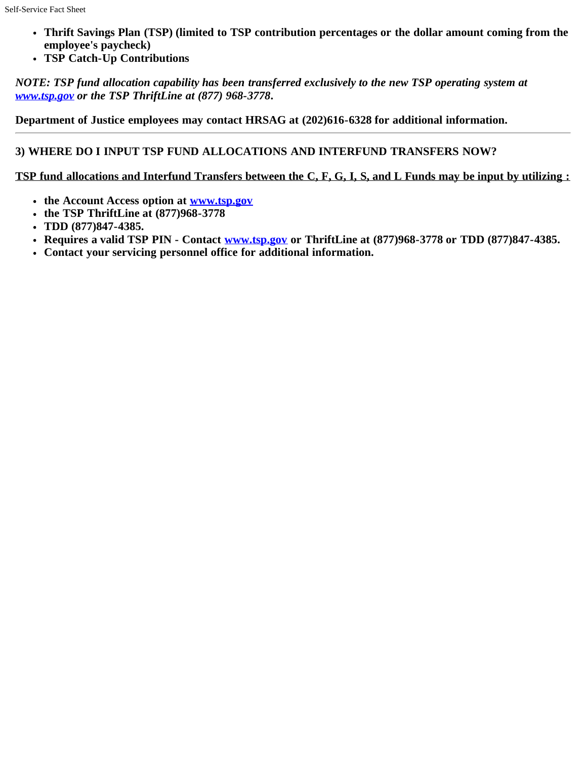- **Thrift Savings Plan (TSP) (limited to TSP contribution percentages or the dollar amount coming from the employee's paycheck)**
- **TSP Catch-Up Contributions**

***NOTE: TSP fund allocation capability has been transferred exclusively to the new TSP operating system at [www.tsp.gov](http://www.tsp.gov) or the TSP ThriftLine at (877) 968-3778.***

**Department of Justice employees may contact HRSAG at (202)616-6328 for additional information.**

---

### 3) WHERE DO I INPUT TSP FUND ALLOCATIONS AND INTERFUND TRANSFERS NOW?

**TSP fund allocations and Interfund Transfers between the C, F, G, I, S, and L Funds may be input by utilizing :**

- **the Account Access option at [www.tsp.gov](http://www.tsp.gov)**
- **the TSP ThriftLine at (877)968-3778**
- **TDD (877)847-4385.**
- **Requires a valid TSP PIN - Contact [www.tsp.gov](http://www.tsp.gov) or ThriftLine at (877)968-3778 or TDD (877)847-4385.**
- **Contact your servicing personnel office for additional information.**